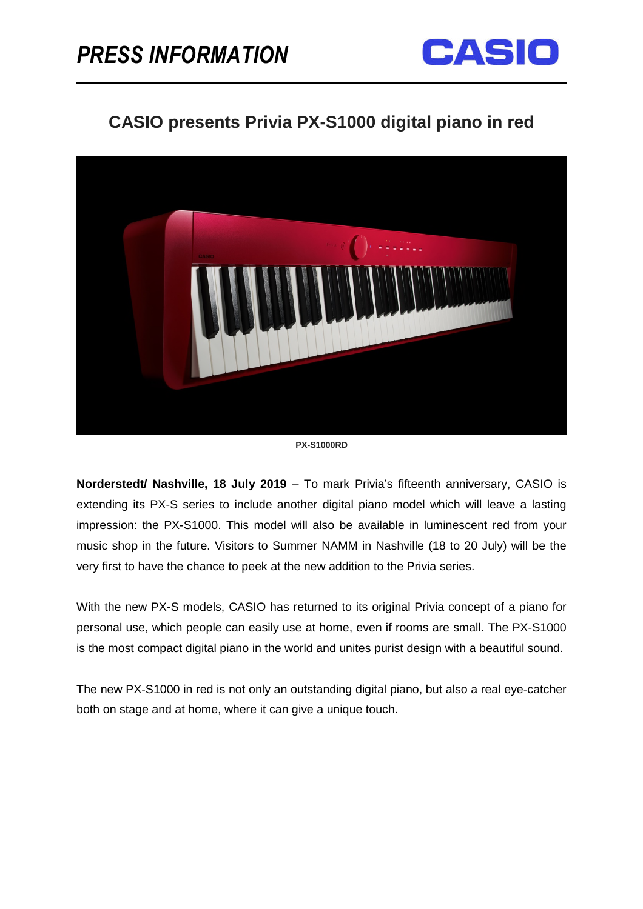# PRESS INFORMATION

CASIO

## CASIO presents Privia PX-S1000 digital piano in red

PX-S1000RD

**Norderstedt/ Nashville, 18 July 2019** – To mark Privia's fifteenth anniversary, CASIO is extending its PX-S series to include another digital piano model which will leave a lasting impression: the PX-S1000. This model will also be available in luminescent red from your music shop in the future. Visitors to Summer NAMM in Nashville (18 to 20 July) will be the very first to have the chance to peek at the new addition to the Privia series.

With the new PX-S models, CASIO has returned to its original Privia concept of a piano for personal use, which people can easily use at home, even if rooms are small. The PX-S1000 is the most compact digital piano in the world and unites purist design with a beautiful sound.

The new PX-S1000 in red is not only an outstanding digital piano, but also a real eye-catcher both on stage and at home, where it can give a unique touch.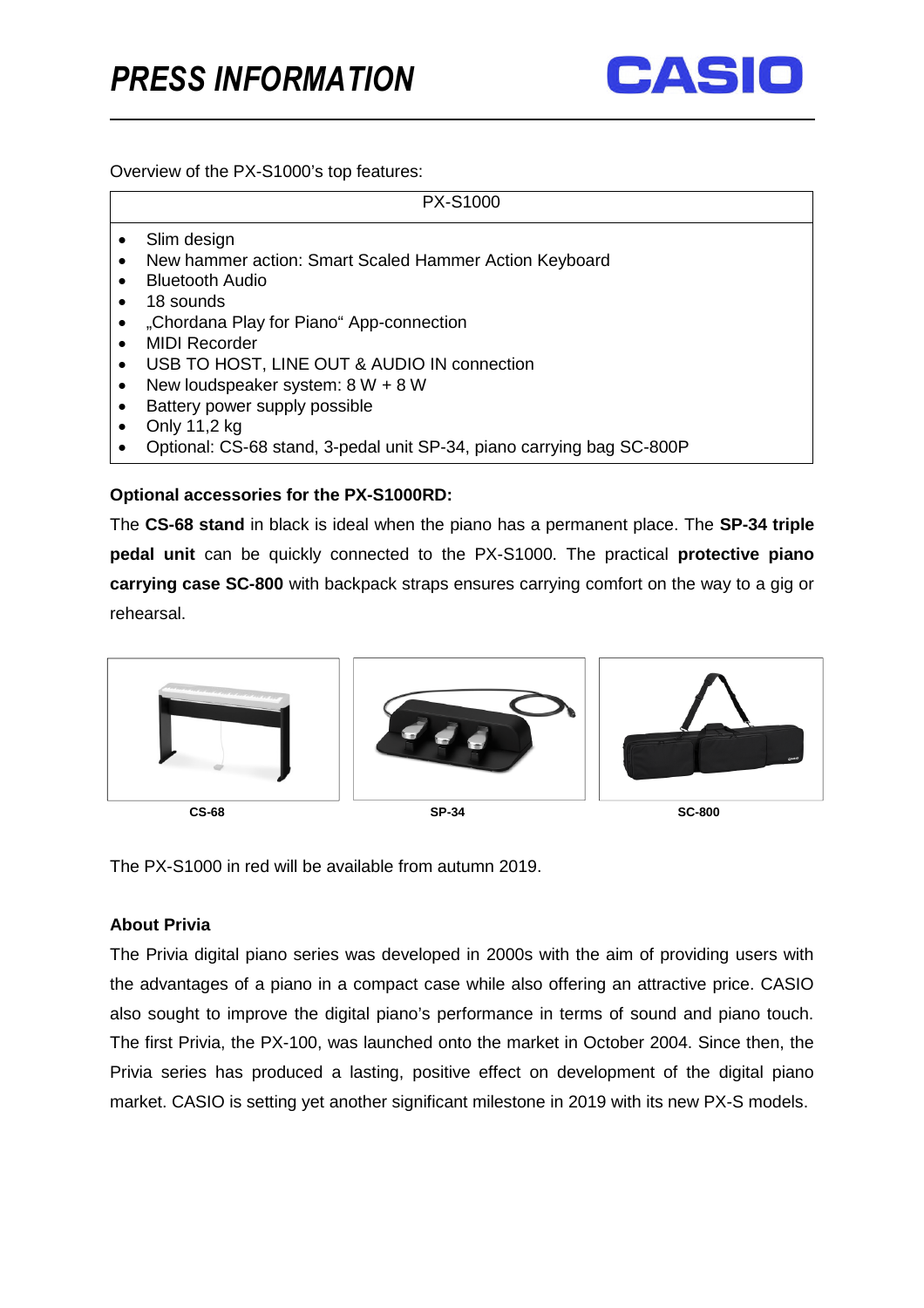Overview of the PX-S1000's top features:

| PX-S1000 |
| --- |
| • Slim design<br>• New hammer action: Smart Scaled Hammer Action Keyboard<br>• Bluetooth Audio<br>• 18 sounds<br>• „Chordana Play for Piano" App-connection<br>• MIDI Recorder<br>• USB TO HOST, LINE OUT & AUDIO IN connection<br>• New loudspeaker system: 8 W + 8 W<br>• Battery power supply possible<br>• Only 11,2 kg<br>• Optional: CS-68 stand, 3-pedal unit SP-34, piano carrying bag SC-800P |

**Optional accessories for the PX-S1000RD:**

The **CS-68 stand** in black is ideal when the piano has a permanent place. The **SP-34 triple pedal unit** can be quickly connected to the PX-S1000. The practical **protective piano carrying case SC-800** with backpack straps ensures carrying comfort on the way to a gig or rehearsal.

**CS-68** **SP-34** **SC-800**

The PX-S1000 in red will be available from autumn 2019.

**About Privia**

The Privia digital piano series was developed in 2000s with the aim of providing users with the advantages of a piano in a compact case while also offering an attractive price. CASIO also sought to improve the digital piano's performance in terms of sound and piano touch. The first Privia, the PX-100, was launched onto the market in October 2004. Since then, the Privia series has produced a lasting, positive effect on development of the digital piano market. CASIO is setting yet another significant milestone in 2019 with its new PX-S models.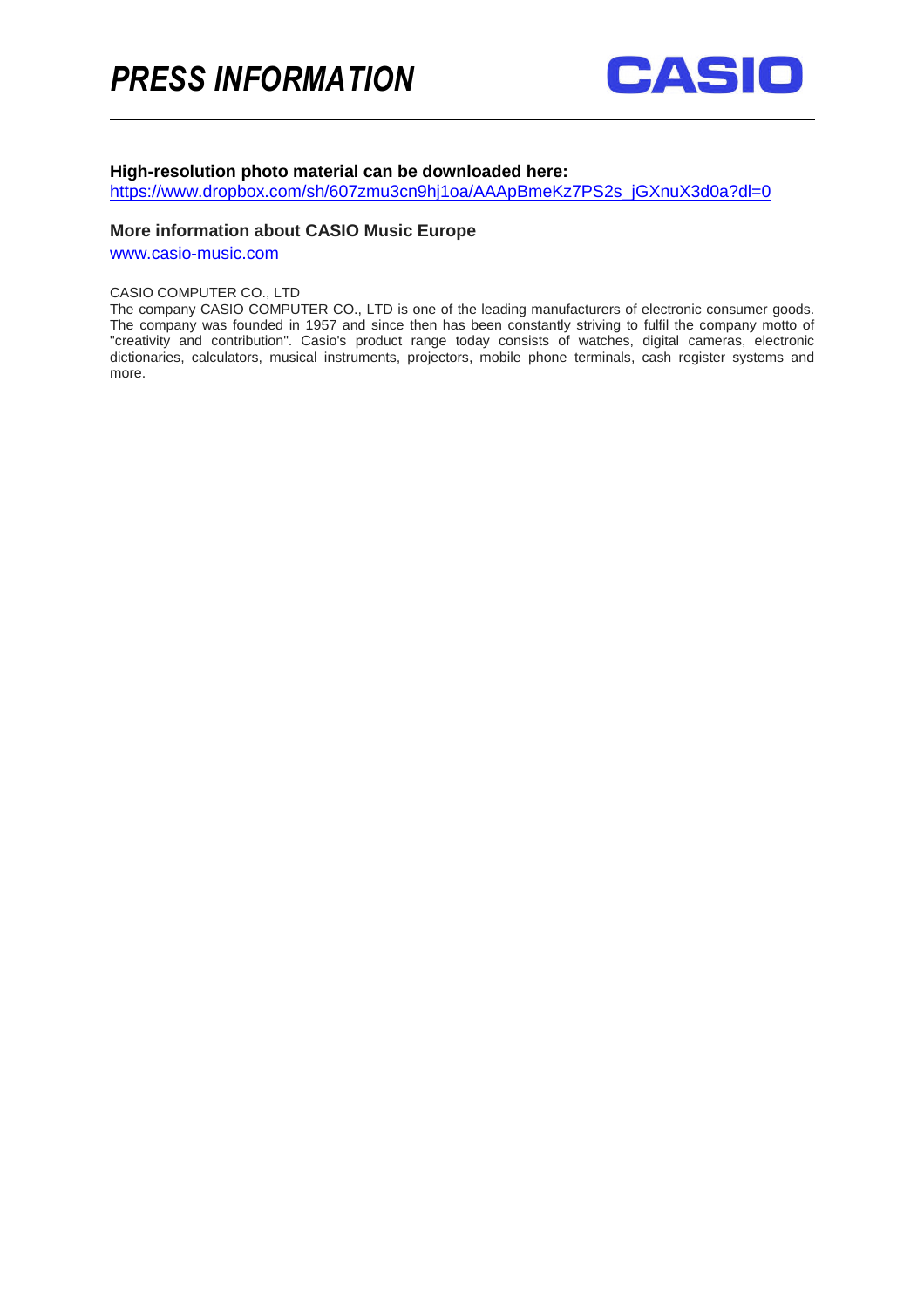**High-resolution photo material can be downloaded here:**
https://www.dropbox.com/sh/607zmu3cn9hj1oa/AAApBmeKz7PS2s_jGXnuX3d0a?dl=0

**More information about CASIO Music Europe**
www.casio-music.com

CASIO COMPUTER CO., LTD
The company CASIO COMPUTER CO., LTD is one of the leading manufacturers of electronic consumer goods. The company was founded in 1957 and since then has been constantly striving to fulfil the company motto of "creativity and contribution". Casio's product range today consists of watches, digital cameras, electronic dictionaries, calculators, musical instruments, projectors, mobile phone terminals, cash register systems and more.